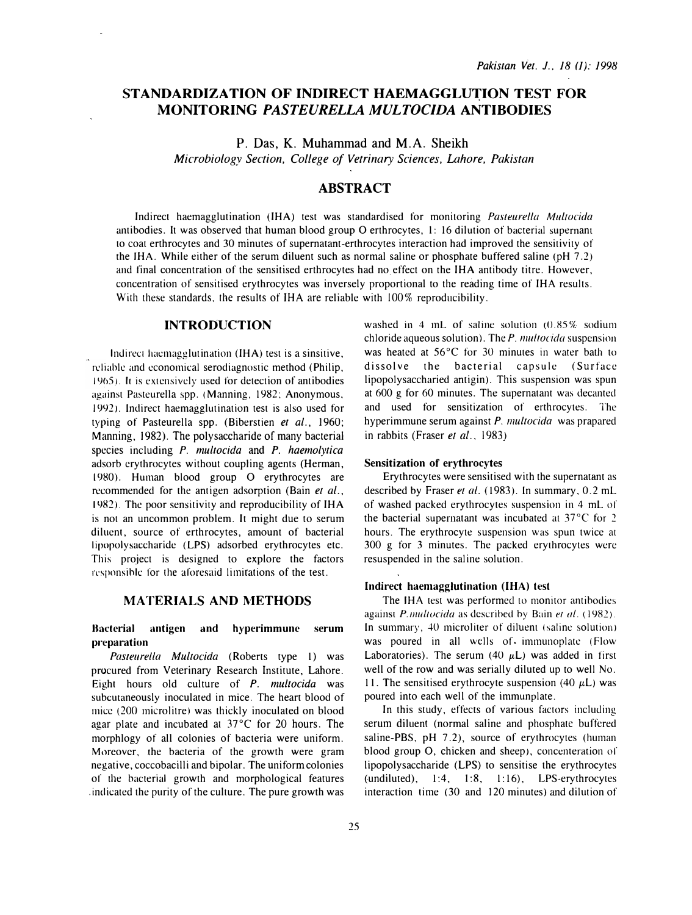# STANDARDIZATION OF INDIRECT HAEMAGGLUTION TEST FOR MONITORING *PASTEURELLA MULTOCIDA* ANTIBODIES

P. Das, K. Muhammad and M.A. Sheikh

*Microbiology Section, College of Vetrinary Sciences, Lahore, Pakistan*

## ABSTRACT

Indirect haemagglutination (IHA) test was standardised for monitoring *Pasteurella Multocida* antibodies. It was observed that human blood group O erthrocytes, 1: 16 dilution of bacterial supernant to coat erthrocytes and 30 minutes of supernatant-erthrocytes interaction had improved the sensitivity of the IHA. While either of the serum diluent such as normal saline or phosphate buffered saline (pH 7.2) and final concentration of the sensitised erthrocytes had no effect on the IHA antibody titre. However, concentration of sensitised erythrocytes was inversely proportional to the reading time of IHA results. With these standards, the results of IHA are reliable with 100% reproducibility.

## INTRODUCTION

Indirect haemagglutination (IHA) test is a sinsitive, reliable and economical serodiagnostic method (Philip, 1965). It is extensively used for detection of antibodies against Pasteurella spp. (Manning, 1982; Anonymous, 1992). Indirect haemagglutination test is also used for typing of Pasteurella spp. (Biberstien *et al*., 1960; Manning, 1982). The polysaccharide of many bacterial species including *P. multocida* and *P. haemolytica* adsorb erythrocytes without coupling agents (Herman, 1980). Human blood group O erythrocytes are recommended for the antigen adsorption (Bain *et al*., 1982). The poor sensitivity and reproducibility of IHA is not an uncommon problem. It might due to serum diluent, source of erthrocytes, amount of bacterial lipopolysaccharide (LPS) adsorbed erythrocytes etc. This project is designed to explore the factors responsible for the aforesaid limitations of the test.

## MATERIALS AND METHODS

### Bacterial antigen and hyperimmune serum preparation

*Pasteurella Multocida* (Roberts type 1) was procured from Veterinary Research Institute, Lahore. Eight hours old culture of *P. multocida* was subcutaneously inoculated in mice. The heart blood of mice (200 microlitre) was thickly inoculated on blood agar plate and incubated at 37°C for 20 hours. The morphlogy of all colonies of bacteria were uniform. Moreover, the bacteria of the growth were gram negative, coccobacilli and bipolar. The uniform colonies of the bacterial growth and morphological features indicated the purity of the culture. The pure growth was washed in 4 mL of saline solution (0.85% sodium chloride aqueous solution). The *P. multocida* suspension was heated at 56°C for 30 minutes in water bath to dissolve the bacterial capsule (Surface lipopolysaccharied antigin). This suspension was spun at 600 g for 60 minutes. The supernatant was decanted and used for sensitization of erythrocytes. The hyperimmune serum against *P. multocida* was prapared in rabbits (Fraser *et al*., 1983)

### Sensitization of erythrocytes

Erythrocytes were sensitised with the supernatant as described by Fraser *et al*. (1983). In summary, 0.2 mL of washed packed erythrocytes suspension in 4 mL of the bacterial supernatant was incubated at 37°C for 2 hours. The erythrocyte suspension was spun twice at 300 g for 3 minutes. The packed erythrocytes were resuspended in the saline solution.

### Indirect haemagglutination (IHA) test

The IHA test was performed to monitor antibodies against *P. multocida* as described by Bain *et al*. (1982). In summary, 40 microliter of diluent (saline solution) was poured in all wells of immunoplate (Flow Laboratories). The serum (40 $\mu$L) was added in first well of the row and was serially diluted up to well No. 11. The sensitised erythrocyte suspension (40 $\mu$L) was poured into each well of the immunplate.

In this study, effects of various factors including serum diluent (normal saline and phosphate buffered saline-PBS, pH 7.2), source of erythrocytes (human blood group O, chicken and sheep), concenteration of lipopolysaccharide (LPS) to sensitise the erythrocytes (undiluted), 1:4, 1:8, 1:16), LPS-erythrocytes interaction time (30 and 120 minutes) and dilution of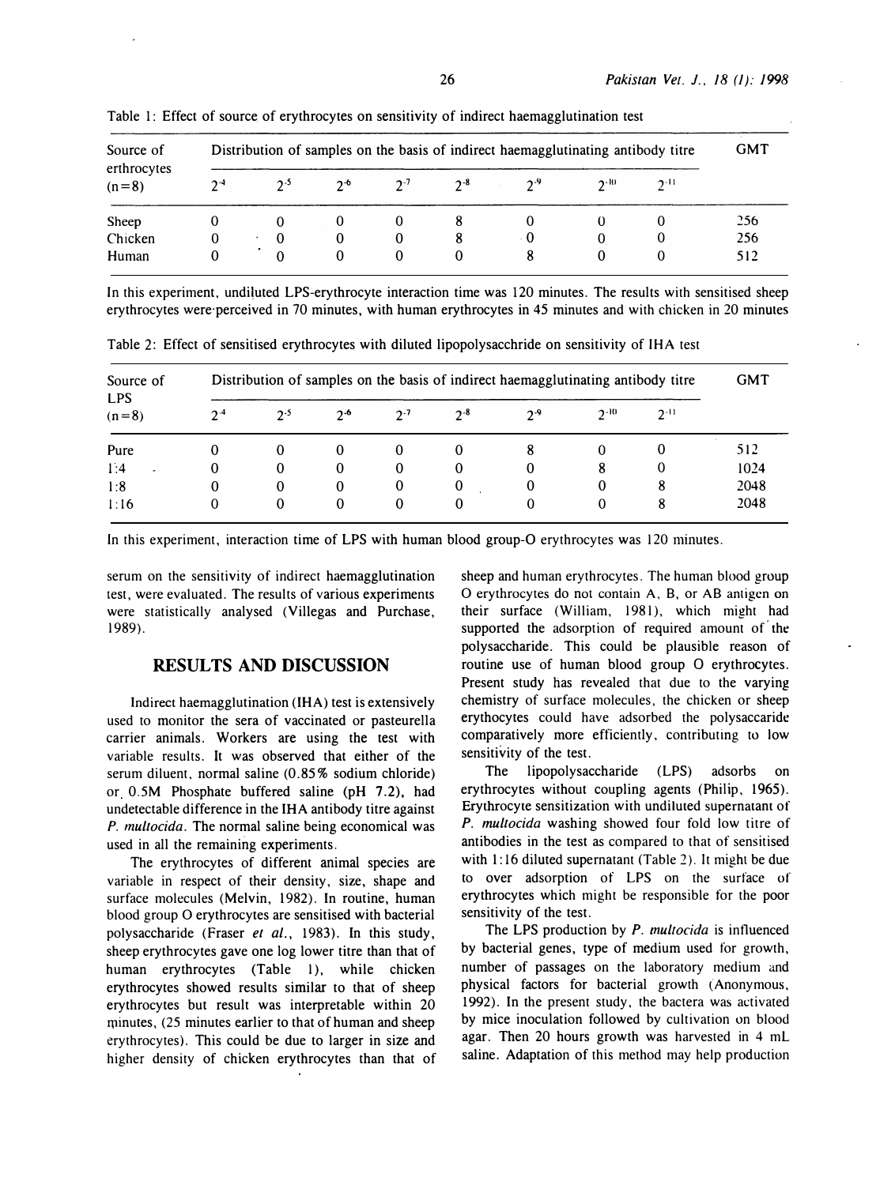Table 1: Effect of source of erythrocytes on sensitivity of indirect haemagglutination test

| Source of erthrocytes (n=8) | Distribution of samples on the basis of indirect haemagglutinating antibody titre | | | | | | | | GMT |
|---|---|---|---|---|---|---|---|---|---|
| | $2^{-4}$ | $2^{-5}$ | $2^{-6}$ | $2^{-7}$ | $2^{-8}$ | $2^{-9}$ | $2^{-10}$ | $2^{-11}$ | |
| Sheep | 0 | 0 | 0 | 0 | 8 | 0 | 0 | 0 | 256 |
| Chicken | 0 | 0 | 0 | 0 | 8 | 0 | 0 | 0 | 256 |
| Human | 0 | 0 | 0 | 0 | 0 | 8 | 0 | 0 | 512 |

In this experiment, undiluted LPS-erythrocyte interaction time was 120 minutes. The results with sensitised sheep erythrocytes were perceived in 70 minutes, with human erythrocytes in 45 minutes and with chicken in 20 minutes

Table 2: Effect of sensitised erythrocytes with diluted lipopolysacchride on sensitivity of IHA test

| Source of LPS (n=8) | Distribution of samples on the basis of indirect haemagglutinating antibody titre | | | | | | | | GMT |
|---|---|---|---|---|---|---|---|---|---|
| | $2^{-4}$ | $2^{-5}$ | $2^{-6}$ | $2^{-7}$ | $2^{-8}$ | $2^{-9}$ | $2^{-10}$ | $2^{-11}$ | |
| Pure | 0 | 0 | 0 | 0 | 0 | 8 | 0 | 0 | 512 |
| 1:4 | 0 | 0 | 0 | 0 | 0 | 0 | 8 | 0 | 1024 |
| 1:8 | 0 | 0 | 0 | 0 | 0 | 0 | 0 | 8 | 2048 |
| 1:16 | 0 | 0 | 0 | 0 | 0 | 0 | 0 | 8 | 2048 |

In this experiment, interaction time of LPS with human blood group-O erythrocytes was 120 minutes.

serum on the sensitivity of indirect haemagglutination test, were evaluated. The results of various experiments were statistically analysed (Villegas and Purchase, 1989).

## RESULTS AND DISCUSSION

Indirect haemagglutination (IHA) test is extensively used to monitor the sera of vaccinated or pasteurella carrier animals. Workers are using the test with variable results. It was observed that either of the serum diluent, normal saline (0.85% sodium chloride) or 0.5M Phosphate buffered saline (pH 7.2), had undetectable difference in the IHA antibody titre against *P. multocida*. The normal saline being economical was used in all the remaining experiments.

The erythrocytes of different animal species are variable in respect of their density, size, shape and surface molecules (Melvin, 1982). In routine, human blood group O erythrocytes are sensitised with bacterial polysaccharide (Fraser *et al.*, 1983). In this study, sheep erythrocytes gave one log lower titre than that of human erythrocytes (Table 1), while chicken erythrocytes showed results similar to that of sheep erythrocytes but result was interpretable within 20 minutes, (25 minutes earlier to that of human and sheep erythrocytes). This could be due to larger in size and higher density of chicken erythrocytes than that of sheep and human erythrocytes. The human blood group O erythrocytes do not contain A, B, or AB antigen on their surface (William, 1981), which might had supported the adsorption of required amount of the polysaccharide. This could be plausible reason of routine use of human blood group O erythrocytes. Present study has revealed that due to the varying chemistry of surface molecules, the chicken or sheep erythocytes could have adsorbed the polysaccaride comparatively more efficiently, contributing to low sensitivity of the test.

The lipopolysaccharide (LPS) adsorbs on erythrocytes without coupling agents (Philip, 1965). Erythrocyte sensitization with undiluted supernatant of *P. multocida* washing showed four fold low titre of antibodies in the test as compared to that of sensitised with 1:16 diluted supernatant (Table 2). It might be due to over adsorption of LPS on the surface of erythrocytes which might be responsible for the poor sensitivity of the test.

The LPS production by *P. multocida* is influenced by bacterial genes, type of medium used for growth, number of passages on the laboratory medium and physical factors for bacterial growth (Anonymous, 1992). In the present study, the bactera was activated by mice inoculation followed by cultivation on blood agar. Then 20 hours growth was harvested in 4 mL saline. Adaptation of this method may help production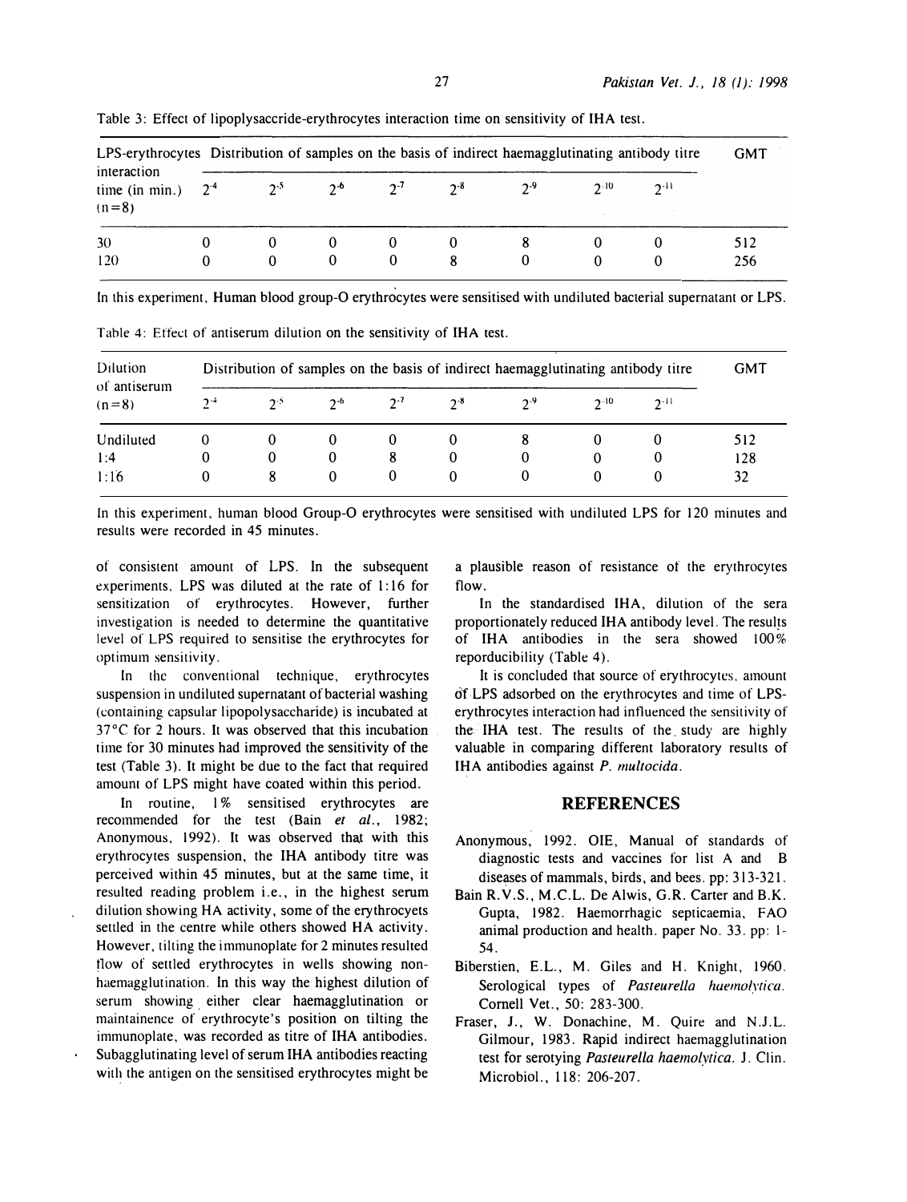Table 3: Effect of lipoplysaccride-erythrocytes interaction time on sensitivity of IHA test.

| LPS-erythrocytes interaction time (in min.) (n=8) | Distribution of samples on the basis of indirect haemagglutinating antibody titre | | | | | | | | GMT |
|---|---|---|---|---|---|---|---|---|---|
| | $2^{-4}$ | $2^{-5}$ | $2^{-6}$ | $2^{-7}$ | $2^{-8}$ | $2^{-9}$ | $2^{-10}$ | $2^{-11}$ | |
| 30 | 0 | 0 | 0 | 0 | 0 | 8 | 0 | 0 | 512 |
| 120 | 0 | 0 | 0 | 0 | 8 | 0 | 0 | 0 | 256 |

In this experiment, Human blood group-O erythrocytes were sensitised with undiluted bacterial supernatant or LPS.

Table 4: Effect of antiserum dilution on the sensitivity of IHA test.

| Dilution of antiserum (n=8) | Distribution of samples on the basis of indirect haemagglutinating antibody titre | | | | | | | | GMT |
|---|---|---|---|---|---|---|---|---|---|
| | $2^{-4}$ | $2^{-5}$ | $2^{-6}$ | $2^{-7}$ | $2^{-8}$ | $2^{-9}$ | $2^{-10}$ | $2^{-11}$ | |
| Undiluted | 0 | 0 | 0 | 0 | 0 | 8 | 0 | 0 | 512 |
| 1:4 | 0 | 0 | 0 | 8 | 0 | 0 | 0 | 0 | 128 |
| 1:16 | 0 | 8 | 0 | 0 | 0 | 0 | 0 | 0 | 32 |

In this experiment, human blood Group-O erythrocytes were sensitised with undiluted LPS for 120 minutes and results were recorded in 45 minutes.

of consistent amount of LPS. In the subsequent experiments, LPS was diluted at the rate of 1:16 for sensitization of erythrocytes. However, further investigation is needed to determine the quantitative level of LPS required to sensitise the erythrocytes for optimum sensitivity.

In the conventional technique, erythrocytes suspension in undiluted supernatant of bacterial washing (containing capsular lipopolysaccharide) is incubated at 37°C for 2 hours. It was observed that this incubation time for 30 minutes had improved the sensitivity of the test (Table 3). It might be due to the fact that required amount of LPS might have coated within this period.

In routine, 1% sensitised erythrocytes are recommended for the test (Bain *et al.*, 1982; Anonymous, 1992). It was observed that with this erythrocytes suspension, the IHA antibody titre was perceived within 45 minutes, but at the same time, it resulted reading problem i.e., in the highest serum dilution showing HA activity, some of the erythrocyets settled in the centre while others showed HA activity. However, tilting the immunoplate for 2 minutes resulted flow of settled erythrocytes in wells showing non-haemagglutination. In this way the highest dilution of serum showing either clear haemagglutination or maintainence of erythrocyte's position on tilting the immunoplate, was recorded as titre of IHA antibodies. Subagglutinating level of serum IHA antibodies reacting with the antigen on the sensitised erythrocytes might be a plausible reason of resistance of the erythrocytes flow.

In the standardised IHA, dilution of the sera proportionately reduced IHA antibody level. The results of IHA antibodies in the sera showed 100% reporducibility (Table 4).

It is concluded that source of erythrocytes, amount of LPS adsorbed on the erythrocytes and time of LPS-erythrocytes interaction had influenced the sensitivity of the IHA test. The results of the study are highly valuable in comparing different laboratory results of IHA antibodies against *P. multocida*.

## REFERENCES

Anonymous, 1992. OIE, Manual of standards of diagnostic tests and vaccines for list A and B diseases of mammals, birds, and bees. pp: 313-321.

Bain R.V.S., M.C.L. De Alwis, G.R. Carter and B.K. Gupta, 1982. Haemorrhagic septicaemia, FAO animal production and health. paper No. 33. pp: 1-54.

Biberstien, E.L., M. Giles and H. Knight, 1960. Serological types of *Pasteurella haemolytica*. Cornell Vet., 50: 283-300.

Fraser, J., W. Donachine, M. Quire and N.J.L. Gilmour, 1983. Rapid indirect haemagglutination test for serotying *Pasteurella haemolytica*. J. Clin. Microbiol., 118: 206-207.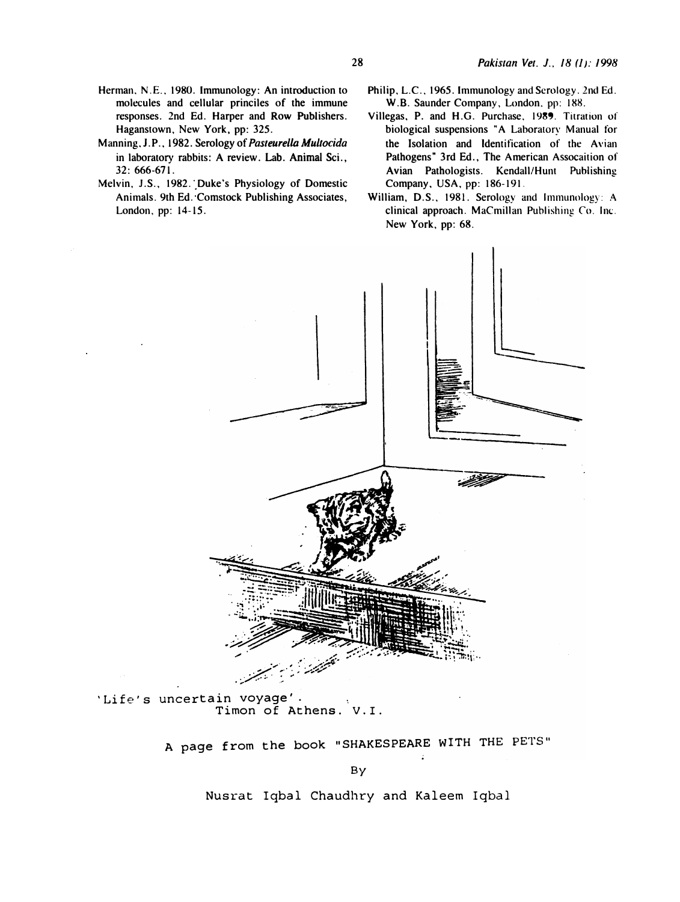Herman, N.E., 1980. Immunology: An introduction to molecules and cellular princiles of the immune responses. 2nd Ed. Harper and Row Publishers. Haganstown, New York, pp: 325.

Manning, J.P., 1982. Serology of *Pasteurella Multocida* in laboratory rabbits: A review. Lab. Animal Sci., 32: 666-671.

Melvin, J.S., 1982. Duke's Physiology of Domestic Animals. 9th Ed. Comstock Publishing Associates, London, pp: 14-15.

Philip, L.C., 1965. Immunology and Serology. 2nd Ed. W.B. Saunder Company, London, pp: 188.

Villegas, P. and H.G. Purchase, 1989. Titration of biological suspensions "A Laboratory Manual for the Isolation and Identification of the Avian Pathogens" 3rd Ed., The American Assocaition of Avian Pathologists. Kendall/Hunt Publishing Company, USA, pp: 186-191.

William, D.S., 1981. Serology and Immunology: A clinical approach. MaCmillan Publishing Co. Inc. New York, pp: 68.

'Life's uncertain voyage'.
Timon of Athens. V.I.

A page from the book "SHAKESPEARE WITH THE PETS"

By

Nusrat Iqbal Chaudhry and Kaleem Iqbal